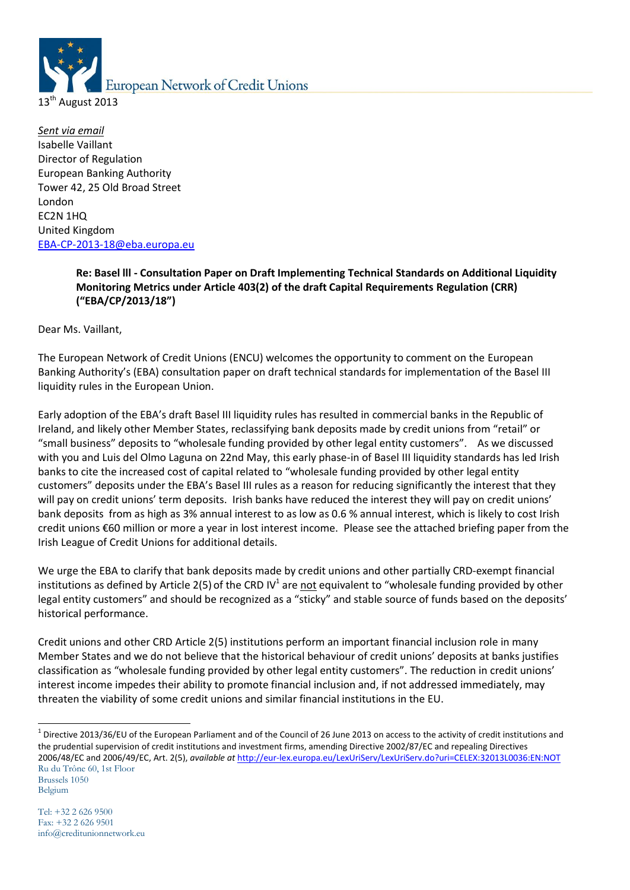European Network of Credit Unions

13th August 2013

*Sent via email*
Isabelle Vaillant
Director of Regulation
European Banking Authority
Tower 42, 25 Old Broad Street
London
EC2N 1HQ
United Kingdom
EBA-CP-2013-18@eba.europa.eu

**Re: Basel lll - Consultation Paper on Draft Implementing Technical Standards on Additional Liquidity Monitoring Metrics under Article 403(2) of the draft Capital Requirements Regulation (CRR) ("EBA/CP/2013/18")**

Dear Ms. Vaillant,

The European Network of Credit Unions (ENCU) welcomes the opportunity to comment on the European Banking Authority's (EBA) consultation paper on draft technical standards for implementation of the Basel III liquidity rules in the European Union.

Early adoption of the EBA's draft Basel III liquidity rules has resulted in commercial banks in the Republic of Ireland, and likely other Member States, reclassifying bank deposits made by credit unions from "retail" or "small business" deposits to "wholesale funding provided by other legal entity customers". As we discussed with you and Luis del Olmo Laguna on 22nd May, this early phase-in of Basel III liquidity standards has led Irish banks to cite the increased cost of capital related to "wholesale funding provided by other legal entity customers" deposits under the EBA's Basel III rules as a reason for reducing significantly the interest that they will pay on credit unions' term deposits. Irish banks have reduced the interest they will pay on credit unions' bank deposits from as high as 3% annual interest to as low as 0.6 % annual interest, which is likely to cost Irish credit unions €60 million or more a year in lost interest income. Please see the attached briefing paper from the Irish League of Credit Unions for additional details.

We urge the EBA to clarify that bank deposits made by credit unions and other partially CRD-exempt financial institutions as defined by Article 2(5) of the CRD IV[1] are not equivalent to "wholesale funding provided by other legal entity customers" and should be recognized as a "sticky" and stable source of funds based on the deposits' historical performance.

Credit unions and other CRD Article 2(5) institutions perform an important financial inclusion role in many Member States and we do not believe that the historical behaviour of credit unions' deposits at banks justifies classification as "wholesale funding provided by other legal entity customers". The reduction in credit unions' interest income impedes their ability to promote financial inclusion and, if not addressed immediately, may threaten the viability of some credit unions and similar financial institutions in the EU.

[1] Directive 2013/36/EU of the European Parliament and of the Council of 26 June 2013 on access to the activity of credit institutions and the prudential supervision of credit institutions and investment firms, amending Directive 2002/87/EC and repealing Directives 2006/48/EC and 2006/49/EC, Art. 2(5), *available at* http://eur-lex.europa.eu/LexUriServ/LexUriServ.do?uri=CELEX:32013L0036:EN:NOT

Ru du Trône 60, 1st Floor
Brussels 1050
Belgium

Tel: +32 2 626 9500
Fax: +32 2 626 9501
info@creditunionnetwork.eu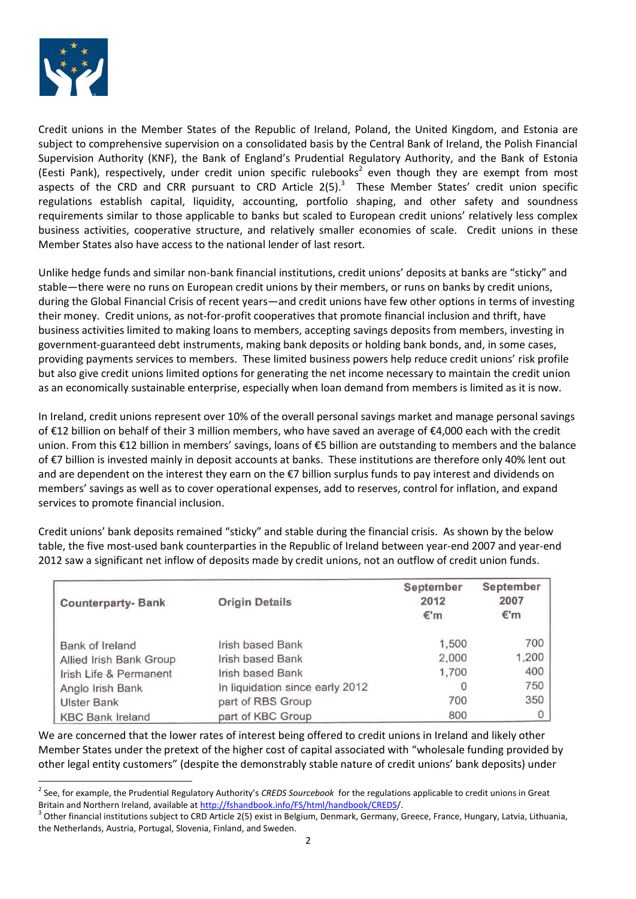Credit unions in the Member States of the Republic of Ireland, Poland, the United Kingdom, and Estonia are subject to comprehensive supervision on a consolidated basis by the Central Bank of Ireland, the Polish Financial Supervision Authority (KNF), the Bank of England's Prudential Regulatory Authority, and the Bank of Estonia (Eesti Pank), respectively, under credit union specific rulebooks[2] even though they are exempt from most aspects of the CRD and CRR pursuant to CRD Article 2(5).[3] These Member States' credit union specific regulations establish capital, liquidity, accounting, portfolio shaping, and other safety and soundness requirements similar to those applicable to banks but scaled to European credit unions' relatively less complex business activities, cooperative structure, and relatively smaller economies of scale. Credit unions in these Member States also have access to the national lender of last resort.

Unlike hedge funds and similar non-bank financial institutions, credit unions' deposits at banks are "sticky" and stable—there were no runs on European credit unions by their members, or runs on banks by credit unions, during the Global Financial Crisis of recent years—and credit unions have few other options in terms of investing their money. Credit unions, as not-for-profit cooperatives that promote financial inclusion and thrift, have business activities limited to making loans to members, accepting savings deposits from members, investing in government-guaranteed debt instruments, making bank deposits or holding bank bonds, and, in some cases, providing payments services to members. These limited business powers help reduce credit unions' risk profile but also give credit unions limited options for generating the net income necessary to maintain the credit union as an economically sustainable enterprise, especially when loan demand from members is limited as it is now.

In Ireland, credit unions represent over 10% of the overall personal savings market and manage personal savings of €12 billion on behalf of their 3 million members, who have saved an average of €4,000 each with the credit union. From this €12 billion in members' savings, loans of €5 billion are outstanding to members and the balance of €7 billion is invested mainly in deposit accounts at banks. These institutions are therefore only 40% lent out and are dependent on the interest they earn on the €7 billion surplus funds to pay interest and dividends on members' savings as well as to cover operational expenses, add to reserves, control for inflation, and expand services to promote financial inclusion.

Credit unions' bank deposits remained "sticky" and stable during the financial crisis. As shown by the below table, the five most-used bank counterparties in the Republic of Ireland between year-end 2007 and year-end 2012 saw a significant net inflow of deposits made by credit unions, not an outflow of credit union funds.

| Counterparty- Bank | Origin Details | September 2012 €'m | September 2007 €'m |
|---|---|---|---|
| Bank of Ireland | Irish based Bank | 1,500 | 700 |
| Allied Irish Bank Group | Irish based Bank | 2,000 | 1,200 |
| Irish Life & Permanent | Irish based Bank | 1,700 | 400 |
| Anglo Irish Bank | In liquidation since early 2012 | 0 | 750 |
| Ulster Bank | part of RBS Group | 700 | 350 |
| KBC Bank Ireland | part of KBC Group | 800 | 0 |

We are concerned that the lower rates of interest being offered to credit unions in Ireland and likely other Member States under the pretext of the higher cost of capital associated with "wholesale funding provided by other legal entity customers" (despite the demonstrably stable nature of credit unions' bank deposits) under

[2] See, for example, the Prudential Regulatory Authority's *CREDS Sourcebook* for the regulations applicable to credit unions in Great Britain and Northern Ireland, available at http://fshandbook.info/FS/html/handbook/CREDS/.

[3] Other financial institutions subject to CRD Article 2(5) exist in Belgium, Denmark, Germany, Greece, France, Hungary, Latvia, Lithuania, the Netherlands, Austria, Portugal, Slovenia, Finland, and Sweden.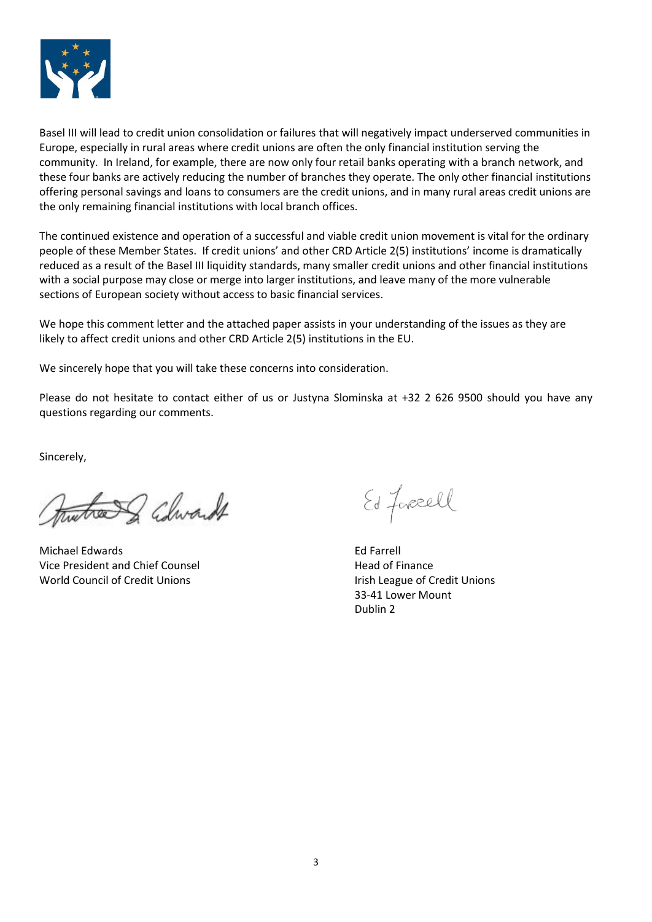Basel III will lead to credit union consolidation or failures that will negatively impact underserved communities in Europe, especially in rural areas where credit unions are often the only financial institution serving the community. In Ireland, for example, there are now only four retail banks operating with a branch network, and these four banks are actively reducing the number of branches they operate. The only other financial institutions offering personal savings and loans to consumers are the credit unions, and in many rural areas credit unions are the only remaining financial institutions with local branch offices.

The continued existence and operation of a successful and viable credit union movement is vital for the ordinary people of these Member States. If credit unions' and other CRD Article 2(5) institutions' income is dramatically reduced as a result of the Basel III liquidity standards, many smaller credit unions and other financial institutions with a social purpose may close or merge into larger institutions, and leave many of the more vulnerable sections of European society without access to basic financial services.

We hope this comment letter and the attached paper assists in your understanding of the issues as they are likely to affect credit unions and other CRD Article 2(5) institutions in the EU.

We sincerely hope that you will take these concerns into consideration.

Please do not hesitate to contact either of us or Justyna Slominska at +32 2 626 9500 should you have any questions regarding our comments.

Sincerely,

Michael Edwards
Vice President and Chief Counsel
World Council of Credit Unions

Ed Farrell
Head of Finance
Irish League of Credit Unions
33-41 Lower Mount
Dublin 2